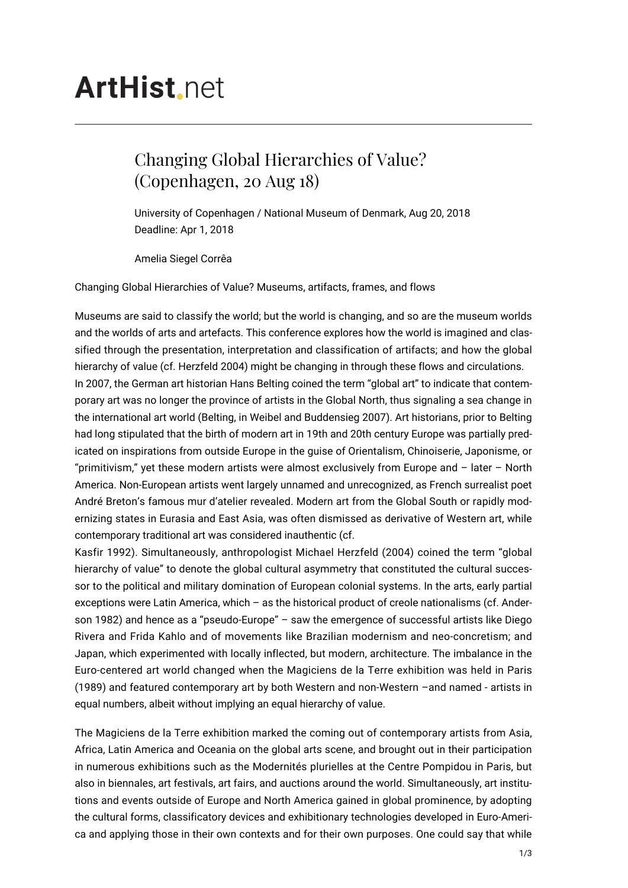# ArtHist.net

## Changing Global Hierarchies of Value? (Copenhagen, 20 Aug 18)

University of Copenhagen / National Museum of Denmark, Aug 20, 2018
Deadline: Apr 1, 2018

Amelia Siegel Corrêa

Changing Global Hierarchies of Value? Museums, artifacts, frames, and flows

Museums are said to classify the world; but the world is changing, and so are the museum worlds and the worlds of arts and artefacts. This conference explores how the world is imagined and classified through the presentation, interpretation and classification of artifacts; and how the global hierarchy of value (cf. Herzfeld 2004) might be changing in through these flows and circulations.
In 2007, the German art historian Hans Belting coined the term "global art" to indicate that contemporary art was no longer the province of artists in the Global North, thus signaling a sea change in the international art world (Belting, in Weibel and Buddensieg 2007). Art historians, prior to Belting had long stipulated that the birth of modern art in 19th and 20th century Europe was partially predicated on inspirations from outside Europe in the guise of Orientalism, Chinoiserie, Japonisme, or "primitivism," yet these modern artists were almost exclusively from Europe and – later – North America. Non-European artists went largely unnamed and unrecognized, as French surrealist poet André Breton's famous mur d'atelier revealed. Modern art from the Global South or rapidly modernizing states in Eurasia and East Asia, was often dismissed as derivative of Western art, while contemporary traditional art was considered inauthentic (cf.
Kasfir 1992). Simultaneously, anthropologist Michael Herzfeld (2004) coined the term "global hierarchy of value" to denote the global cultural asymmetry that constituted the cultural successor to the political and military domination of European colonial systems. In the arts, early partial exceptions were Latin America, which – as the historical product of creole nationalisms (cf. Anderson 1982) and hence as a "pseudo-Europe" – saw the emergence of successful artists like Diego Rivera and Frida Kahlo and of movements like Brazilian modernism and neo-concretism; and Japan, which experimented with locally inflected, but modern, architecture. The imbalance in the Euro-centered art world changed when the Magiciens de la Terre exhibition was held in Paris (1989) and featured contemporary art by both Western and non-Western –and named - artists in equal numbers, albeit without implying an equal hierarchy of value.

The Magiciens de la Terre exhibition marked the coming out of contemporary artists from Asia, Africa, Latin America and Oceania on the global arts scene, and brought out in their participation in numerous exhibitions such as the Modernités plurielles at the Centre Pompidou in Paris, but also in biennales, art festivals, art fairs, and auctions around the world. Simultaneously, art institutions and events outside of Europe and North America gained in global prominence, by adopting the cultural forms, classificatory devices and exhibitionary technologies developed in Euro-America and applying those in their own contexts and for their own purposes. One could say that while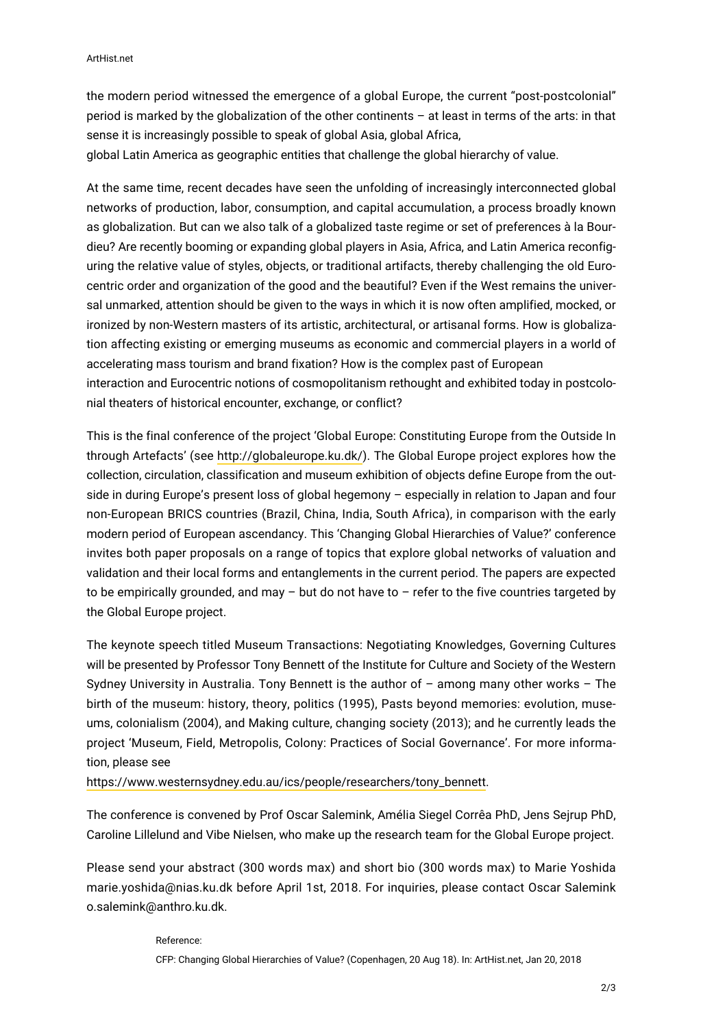the modern period witnessed the emergence of a global Europe, the current "post-postcolonial" period is marked by the globalization of the other continents – at least in terms of the arts: in that sense it is increasingly possible to speak of global Asia, global Africa,
global Latin America as geographic entities that challenge the global hierarchy of value.

At the same time, recent decades have seen the unfolding of increasingly interconnected global networks of production, labor, consumption, and capital accumulation, a process broadly known as globalization. But can we also talk of a globalized taste regime or set of preferences à la Bourdieu? Are recently booming or expanding global players in Asia, Africa, and Latin America reconfiguring the relative value of styles, objects, or traditional artifacts, thereby challenging the old Eurocentric order and organization of the good and the beautiful? Even if the West remains the universal unmarked, attention should be given to the ways in which it is now often amplified, mocked, or ironized by non-Western masters of its artistic, architectural, or artisanal forms. How is globalization affecting existing or emerging museums as economic and commercial players in a world of accelerating mass tourism and brand fixation? How is the complex past of European
interaction and Eurocentric notions of cosmopolitanism rethought and exhibited today in postcolonial theaters of historical encounter, exchange, or conflict?

This is the final conference of the project 'Global Europe: Constituting Europe from the Outside In through Artefacts' (see http://globaleurope.ku.dk/). The Global Europe project explores how the collection, circulation, classification and museum exhibition of objects define Europe from the outside in during Europe's present loss of global hegemony – especially in relation to Japan and four non-European BRICS countries (Brazil, China, India, South Africa), in comparison with the early modern period of European ascendancy. This 'Changing Global Hierarchies of Value?' conference invites both paper proposals on a range of topics that explore global networks of valuation and validation and their local forms and entanglements in the current period. The papers are expected to be empirically grounded, and may – but do not have to – refer to the five countries targeted by the Global Europe project.

The keynote speech titled Museum Transactions: Negotiating Knowledges, Governing Cultures will be presented by Professor Tony Bennett of the Institute for Culture and Society of the Western Sydney University in Australia. Tony Bennett is the author of – among many other works – The birth of the museum: history, theory, politics (1995), Pasts beyond memories: evolution, museums, colonialism (2004), and Making culture, changing society (2013); and he currently leads the project 'Museum, Field, Metropolis, Colony: Practices of Social Governance'. For more information, please see
https://www.westernsydney.edu.au/ics/people/researchers/tony_bennett.

The conference is convened by Prof Oscar Salemink, Amélia Siegel Corrêa PhD, Jens Sejrup PhD, Caroline Lillelund and Vibe Nielsen, who make up the research team for the Global Europe project.

Please send your abstract (300 words max) and short bio (300 words max) to Marie Yoshida marie.yoshida@nias.ku.dk before April 1st, 2018. For inquiries, please contact Oscar Salemink o.salemink@anthro.ku.dk.

Reference:

CFP: Changing Global Hierarchies of Value? (Copenhagen, 20 Aug 18). In: ArtHist.net, Jan 20, 2018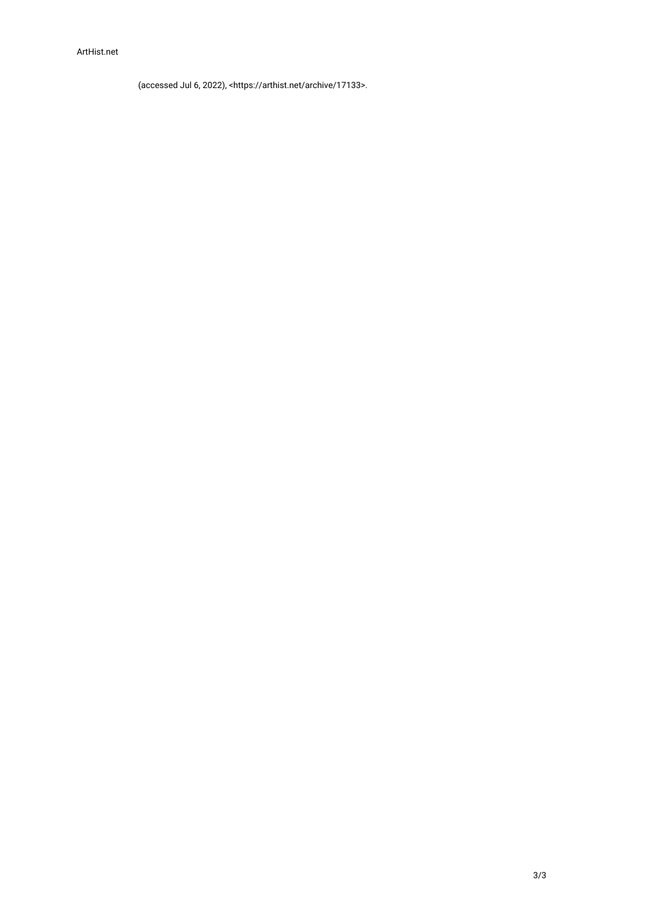(accessed Jul 6, 2022), <https://arthist.net/archive/17133>.